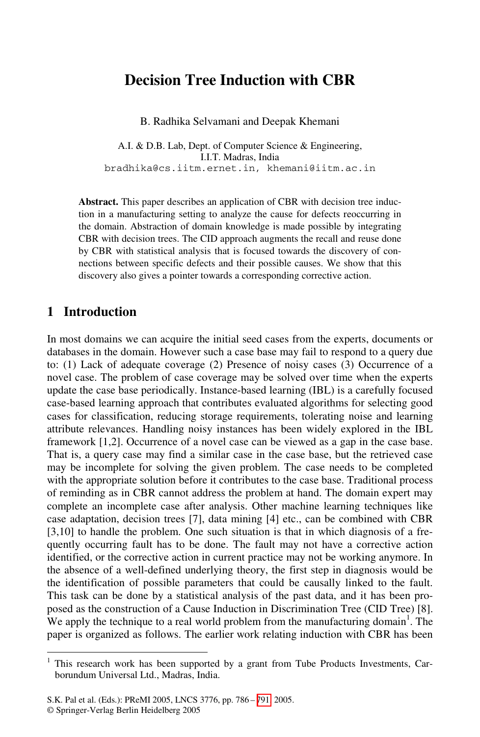# Decision Tree Induction with CBR

B. Radhika Selvamani and Deepak Khemani

A.I. & D.B. Lab, Dept. of Computer Science & Engineering,
I.I.T. Madras, India
bradhika@cs.iitm.ernet.in, khemani@iitm.ac.in

**Abstract.** This paper describes an application of CBR with decision tree induction in a manufacturing setting to analyze the cause for defects reoccurring in the domain. Abstraction of domain knowledge is made possible by integrating CBR with decision trees. The CID approach augments the recall and reuse done by CBR with statistical analysis that is focused towards the discovery of connections between specific defects and their possible causes. We show that this discovery also gives a pointer towards a corresponding corrective action.

## 1 Introduction

In most domains we can acquire the initial seed cases from the experts, documents or databases in the domain. However such a case base may fail to respond to a query due to: (1) Lack of adequate coverage (2) Presence of noisy cases (3) Occurrence of a novel case. The problem of case coverage may be solved over time when the experts update the case base periodically. Instance-based learning (IBL) is a carefully focused case-based learning approach that contributes evaluated algorithms for selecting good cases for classification, reducing storage requirements, tolerating noise and learning attribute relevances. Handling noisy instances has been widely explored in the IBL framework [1,2]. Occurrence of a novel case can be viewed as a gap in the case base. That is, a query case may find a similar case in the case base, but the retrieved case may be incomplete for solving the given problem. The case needs to be completed with the appropriate solution before it contributes to the case base. Traditional process of reminding as in CBR cannot address the problem at hand. The domain expert may complete an incomplete case after analysis. Other machine learning techniques like case adaptation, decision trees [7], data mining [4] etc., can be combined with CBR [3,10] to handle the problem. One such situation is that in which diagnosis of a frequently occurring fault has to be done. The fault may not have a corrective action identified, or the corrective action in current practice may not be working anymore. In the absence of a well-defined underlying theory, the first step in diagnosis would be the identification of possible parameters that could be causally linked to the fault. This task can be done by a statistical analysis of the past data, and it has been proposed as the construction of a Cause Induction in Discrimination Tree (CID Tree) [8]. We apply the technique to a real world problem from the manufacturing domain[1]. The paper is organized as follows. The earlier work relating induction with CBR has been

[1] This research work has been supported by a grant from Tube Products Investments, Carborundum Universal Ltd., Madras, India.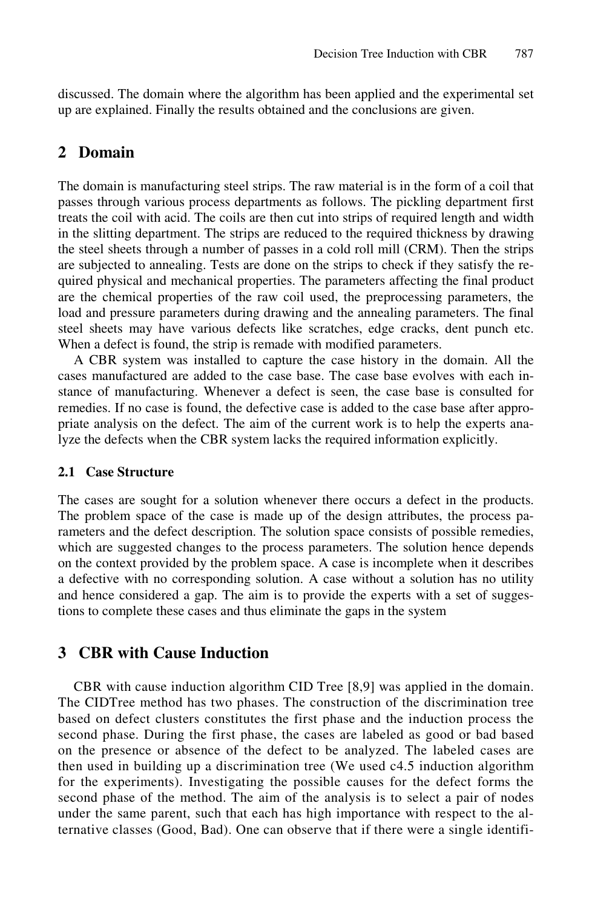discussed. The domain where the algorithm has been applied and the experimental set up are explained. Finally the results obtained and the conclusions are given.

## 2 Domain

The domain is manufacturing steel strips. The raw material is in the form of a coil that passes through various process departments as follows. The pickling department first treats the coil with acid. The coils are then cut into strips of required length and width in the slitting department. The strips are reduced to the required thickness by drawing the steel sheets through a number of passes in a cold roll mill (CRM). Then the strips are subjected to annealing. Tests are done on the strips to check if they satisfy the required physical and mechanical properties. The parameters affecting the final product are the chemical properties of the raw coil used, the preprocessing parameters, the load and pressure parameters during drawing and the annealing parameters. The final steel sheets may have various defects like scratches, edge cracks, dent punch etc. When a defect is found, the strip is remade with modified parameters.

A CBR system was installed to capture the case history in the domain. All the cases manufactured are added to the case base. The case base evolves with each instance of manufacturing. Whenever a defect is seen, the case base is consulted for remedies. If no case is found, the defective case is added to the case base after appropriate analysis on the defect. The aim of the current work is to help the experts analyze the defects when the CBR system lacks the required information explicitly.

### 2.1 Case Structure

The cases are sought for a solution whenever there occurs a defect in the products. The problem space of the case is made up of the design attributes, the process parameters and the defect description. The solution space consists of possible remedies, which are suggested changes to the process parameters. The solution hence depends on the context provided by the problem space. A case is incomplete when it describes a defective with no corresponding solution. A case without a solution has no utility and hence considered a gap. The aim is to provide the experts with a set of suggestions to complete these cases and thus eliminate the gaps in the system

## 3 CBR with Cause Induction

CBR with cause induction algorithm CID Tree [8,9] was applied in the domain. The CIDTree method has two phases. The construction of the discrimination tree based on defect clusters constitutes the first phase and the induction process the second phase. During the first phase, the cases are labeled as good or bad based on the presence or absence of the defect to be analyzed. The labeled cases are then used in building up a discrimination tree (We used c4.5 induction algorithm for the experiments). Investigating the possible causes for the defect forms the second phase of the method. The aim of the analysis is to select a pair of nodes under the same parent, such that each has high importance with respect to the alternative classes (Good, Bad). One can observe that if there were a single identifi-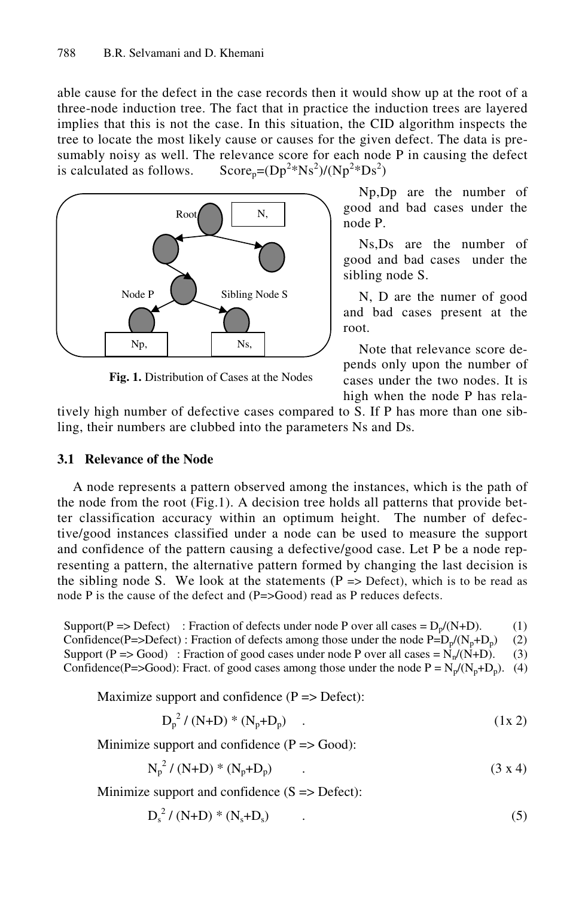able cause for the defect in the case records then it would show up at the root of a three-node induction tree. The fact that in practice the induction trees are layered implies that this is not the case. In this situation, the CID algorithm inspects the tree to locate the most likely cause or causes for the given defect. The data is presumably noisy as well. The relevance score for each node P in causing the defect is calculated as follows. $\text{Score}_p=(Dp^2*Ns^2)/(Np^2*Ds^2)$

Root | N,

Node P | Sibling Node S

Np, | Ns,

**Fig. 1.** Distribution of Cases at the Nodes

Np,Dp are the number of good and bad cases under the node P.

Ns,Ds are the number of good and bad cases under the sibling node S.

N, D are the numer of good and bad cases present at the root.

Note that relevance score depends only upon the number of cases under the two nodes. It is high when the node P has relatively high number of defective cases compared to S. If P has more than one sibling, their numbers are clubbed into the parameters Ns and Ds.

### 3.1 Relevance of the Node

A node represents a pattern observed among the instances, which is the path of the node from the root (Fig.1). A decision tree holds all patterns that provide better classification accuracy within an optimum height. The number of defective/good instances classified under a node can be used to measure the support and confidence of the pattern causing a defective/good case. Let P be a node representing a pattern, the alternative pattern formed by changing the last decision is the sibling node S. We look at the statements (P => Defect), which is to be read as node P is the cause of the defect and (P=>Good) read as P reduces defects.

Support(P => Defect) : Fraction of defects under node P over all cases = $D_p/(N+D)$. (1)
Confidence(P=>Defect) : Fraction of defects among those under the node P=$D_p/(N_p+D_p)$ (2)
Support (P => Good) : Fraction of good cases under node P over all cases = $N_n/(N+D)$. (3)
Confidence(P=>Good): Fract. of good cases among those under the node P = $N_p/(N_p+D_p)$. (4)

Maximize support and confidence (P => Defect):

$$D_p^2 / (N+D) * (N_p+D_p) \quad . \qquad (1x\ 2)$$

Minimize support and confidence (P => Good):

$$N_p^2 / (N+D) * (N_p+D_p) \quad . \qquad (3\ x\ 4)$$

Minimize support and confidence (S => Defect):

$$D_s^2 / (N+D) * (N_s+D_s) \quad . \qquad (5)$$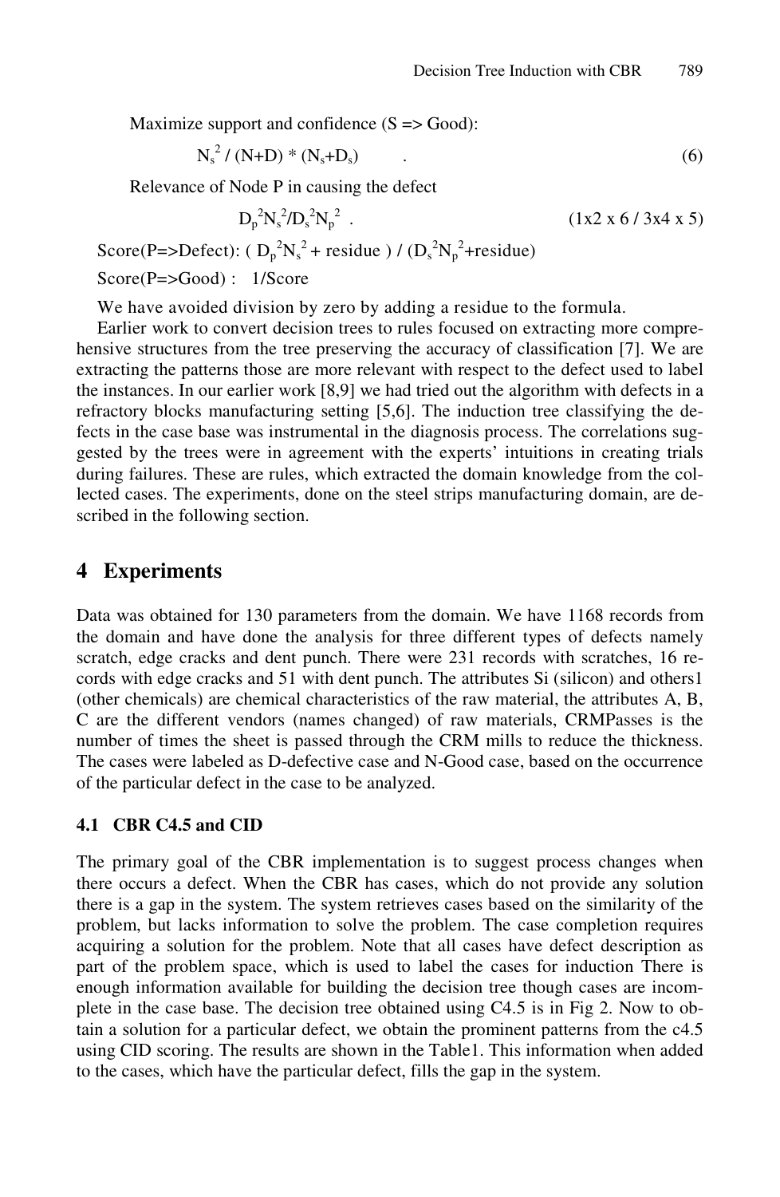Maximize support and confidence (S => Good):

$$N_s^2 / (N+D) * (N_s+D_s) \quad . \tag{6}$$

Relevance of Node P in causing the defect

$$D_p^2 N_s^2 / D_s^2 N_p^2 \quad . \qquad (1x2 \times 6 / 3x4 \times 5)$$

Score(P=>Defect): ( $D_p^2 N_s^2$ + residue ) / ($D_s^2 N_p^2$+residue)

Score(P=>Good) :   1/Score

We have avoided division by zero by adding a residue to the formula.

Earlier work to convert decision trees to rules focused on extracting more comprehensive structures from the tree preserving the accuracy of classification [7]. We are extracting the patterns those are more relevant with respect to the defect used to label the instances. In our earlier work [8,9] we had tried out the algorithm with defects in a refractory blocks manufacturing setting [5,6]. The induction tree classifying the defects in the case base was instrumental in the diagnosis process. The correlations suggested by the trees were in agreement with the experts' intuitions in creating trials during failures. These are rules, which extracted the domain knowledge from the collected cases. The experiments, done on the steel strips manufacturing domain, are described in the following section.

## 4 Experiments

Data was obtained for 130 parameters from the domain. We have 1168 records from the domain and have done the analysis for three different types of defects namely scratch, edge cracks and dent punch. There were 231 records with scratches, 16 records with edge cracks and 51 with dent punch. The attributes Si (silicon) and others1 (other chemicals) are chemical characteristics of the raw material, the attributes A, B, C are the different vendors (names changed) of raw materials, CRMPasses is the number of times the sheet is passed through the CRM mills to reduce the thickness. The cases were labeled as D-defective case and N-Good case, based on the occurrence of the particular defect in the case to be analyzed.

### 4.1 CBR C4.5 and CID

The primary goal of the CBR implementation is to suggest process changes when there occurs a defect. When the CBR has cases, which do not provide any solution there is a gap in the system. The system retrieves cases based on the similarity of the problem, but lacks information to solve the problem. The case completion requires acquiring a solution for the problem. Note that all cases have defect description as part of the problem space, which is used to label the cases for induction There is enough information available for building the decision tree though cases are incomplete in the case base. The decision tree obtained using C4.5 is in Fig 2. Now to obtain a solution for a particular defect, we obtain the prominent patterns from the c4.5 using CID scoring. The results are shown in the Table1. This information when added to the cases, which have the particular defect, fills the gap in the system.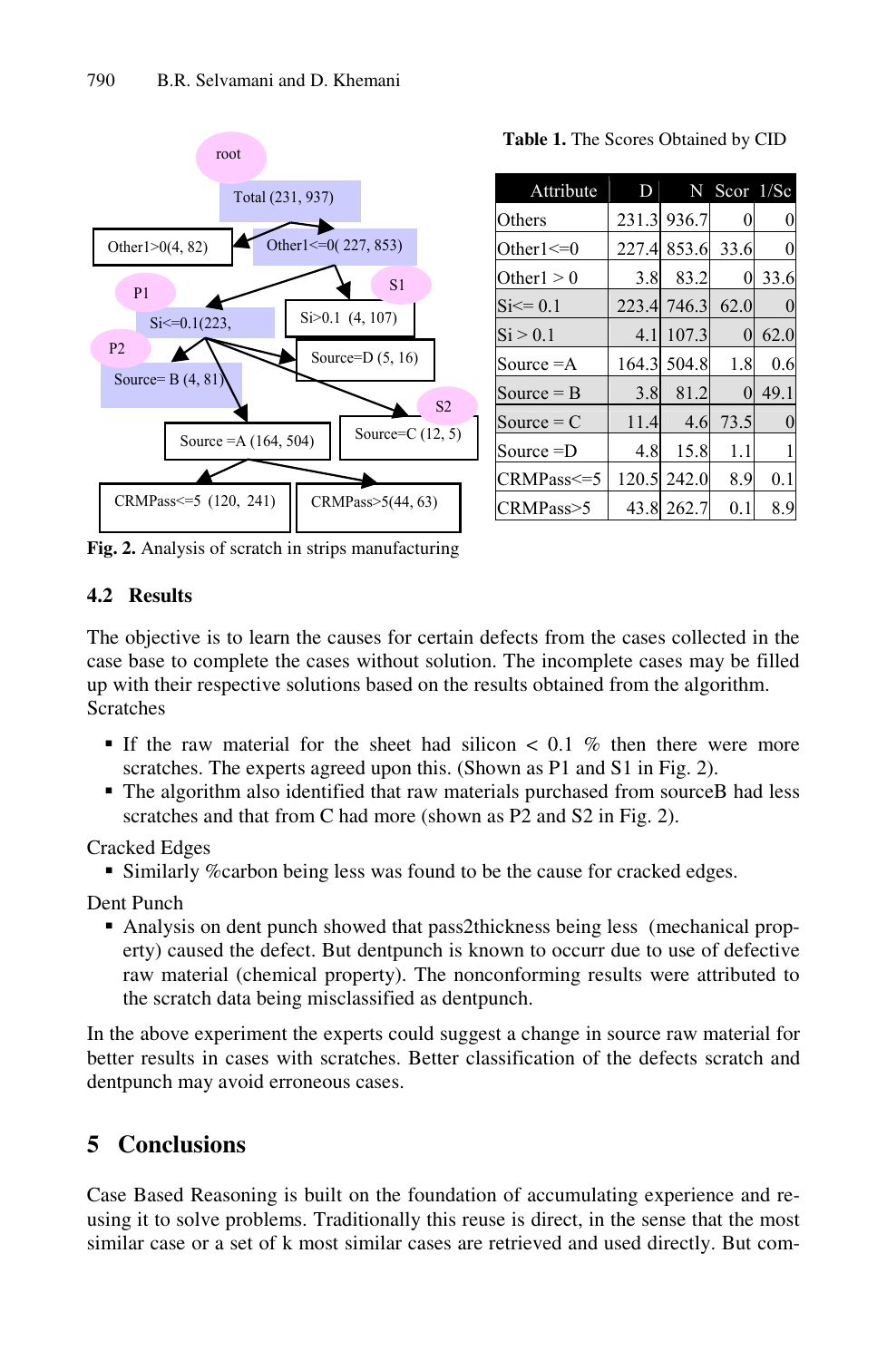**Table 1.** The Scores Obtained by CID

| Attribute | D | N | Scor | 1/Sc |
|---|---|---|---|---|
| Others | 231.3 | 936.7 | 0 | 0 |
| Other1<=0 | 227.4 | 853.6 | 33.6 | 0 |
| Other1 > 0 | 3.8 | 83.2 | 0 | 33.6 |
| Si<= 0.1 | 223.4 | 746.3 | 62.0 | 0 |
| Si > 0.1 | 4.1 | 107.3 | 0 | 62.0 |
| Source =A | 164.3 | 504.8 | 1.8 | 0.6 |
| Source = B | 3.8 | 81.2 | 0 | 49.1 |
| Source = C | 11.4 | 4.6 | 73.5 | 0 |
| Source =D | 4.8 | 15.8 | 1.1 | 1 |
| CRMPass<=5 | 120.5 | 242.0 | 8.9 | 0.1 |
| CRMPass>5 | 43.8 | 262.7 | 0.1 | 8.9 |

**Fig. 2.** Analysis of scratch in strips manufacturing

### 4.2 Results

The objective is to learn the causes for certain defects from the cases collected in the case base to complete the cases without solution. The incomplete cases may be filled up with their respective solutions based on the results obtained from the algorithm.

Scratches

- If the raw material for the sheet had silicon < 0.1 % then there were more scratches. The experts agreed upon this. (Shown as P1 and S1 in Fig. 2).
- The algorithm also identified that raw materials purchased from sourceB had less scratches and that from C had more (shown as P2 and S2 in Fig. 2).

Cracked Edges

- Similarly %carbon being less was found to be the cause for cracked edges.

Dent Punch

- Analysis on dent punch showed that pass2thickness being less (mechanical property) caused the defect. But dentpunch is known to occurr due to use of defective raw material (chemical property). The nonconforming results were attributed to the scratch data being misclassified as dentpunch.

In the above experiment the experts could suggest a change in source raw material for better results in cases with scratches. Better classification of the defects scratch and dentpunch may avoid erroneous cases.

## 5 Conclusions

Case Based Reasoning is built on the foundation of accumulating experience and reusing it to solve problems. Traditionally this reuse is direct, in the sense that the most similar case or a set of k most similar cases are retrieved and used directly. But com-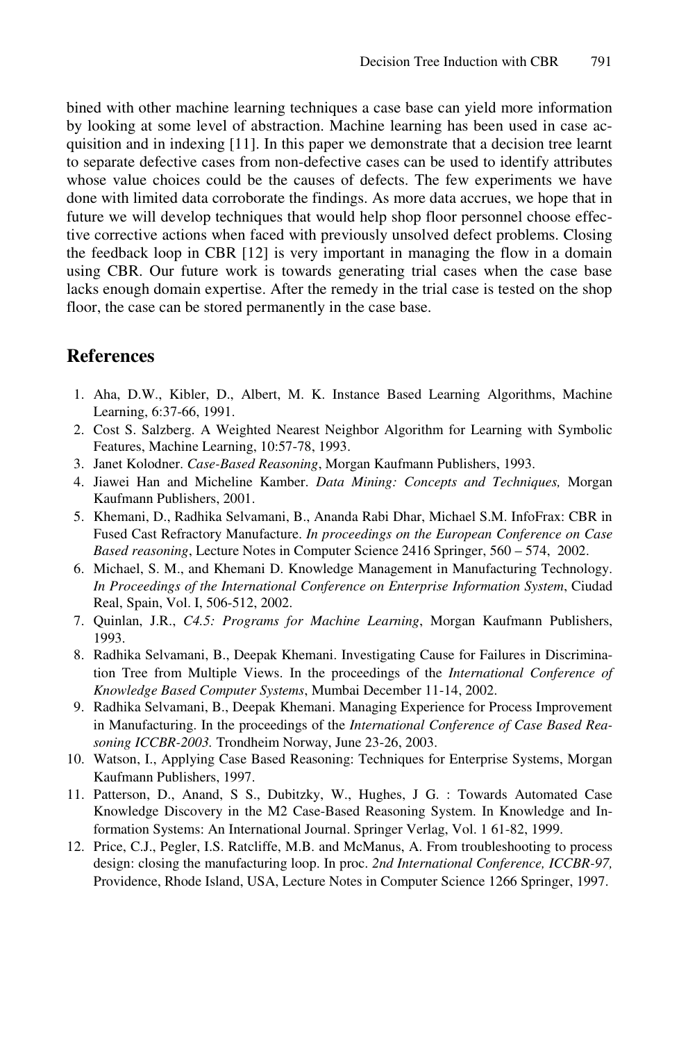bined with other machine learning techniques a case base can yield more information by looking at some level of abstraction. Machine learning has been used in case acquisition and in indexing [11]. In this paper we demonstrate that a decision tree learnt to separate defective cases from non-defective cases can be used to identify attributes whose value choices could be the causes of defects. The few experiments we have done with limited data corroborate the findings. As more data accrues, we hope that in future we will develop techniques that would help shop floor personnel choose effective corrective actions when faced with previously unsolved defect problems. Closing the feedback loop in CBR [12] is very important in managing the flow in a domain using CBR. Our future work is towards generating trial cases when the case base lacks enough domain expertise. After the remedy in the trial case is tested on the shop floor, the case can be stored permanently in the case base.

## References

1. Aha, D.W., Kibler, D., Albert, M. K. Instance Based Learning Algorithms, Machine Learning, 6:37-66, 1991.
2. Cost S. Salzberg. A Weighted Nearest Neighbor Algorithm for Learning with Symbolic Features, Machine Learning, 10:57-78, 1993.
3. Janet Kolodner. *Case-Based Reasoning*, Morgan Kaufmann Publishers, 1993.
4. Jiawei Han and Micheline Kamber. *Data Mining: Concepts and Techniques,* Morgan Kaufmann Publishers, 2001.
5. Khemani, D., Radhika Selvamani, B., Ananda Rabi Dhar, Michael S.M. InfoFrax: CBR in Fused Cast Refractory Manufacture. *In proceedings on the European Conference on Case Based reasoning*, Lecture Notes in Computer Science 2416 Springer, 560 – 574, 2002.
6. Michael, S. M., and Khemani D. Knowledge Management in Manufacturing Technology. *In Proceedings of the International Conference on Enterprise Information System*, Ciudad Real, Spain, Vol. I, 506-512, 2002.
7. Quinlan, J.R., *C4.5: Programs for Machine Learning*, Morgan Kaufmann Publishers, 1993.
8. Radhika Selvamani, B., Deepak Khemani. Investigating Cause for Failures in Discrimination Tree from Multiple Views. In the proceedings of the *International Conference of Knowledge Based Computer Systems*, Mumbai December 11-14, 2002.
9. Radhika Selvamani, B., Deepak Khemani. Managing Experience for Process Improvement in Manufacturing. In the proceedings of the *International Conference of Case Based Reasoning ICCBR-2003.* Trondheim Norway, June 23-26, 2003.
10. Watson, I., Applying Case Based Reasoning: Techniques for Enterprise Systems, Morgan Kaufmann Publishers, 1997.
11. Patterson, D., Anand, S S., Dubitzky, W., Hughes, J G. : Towards Automated Case Knowledge Discovery in the M2 Case-Based Reasoning System. In Knowledge and Information Systems: An International Journal. Springer Verlag, Vol. 1 61-82, 1999.
12. Price, C.J., Pegler, I.S. Ratcliffe, M.B. and McManus, A. From troubleshooting to process design: closing the manufacturing loop. In proc. *2nd International Conference, ICCBR-97,* Providence, Rhode Island, USA, Lecture Notes in Computer Science 1266 Springer, 1997.